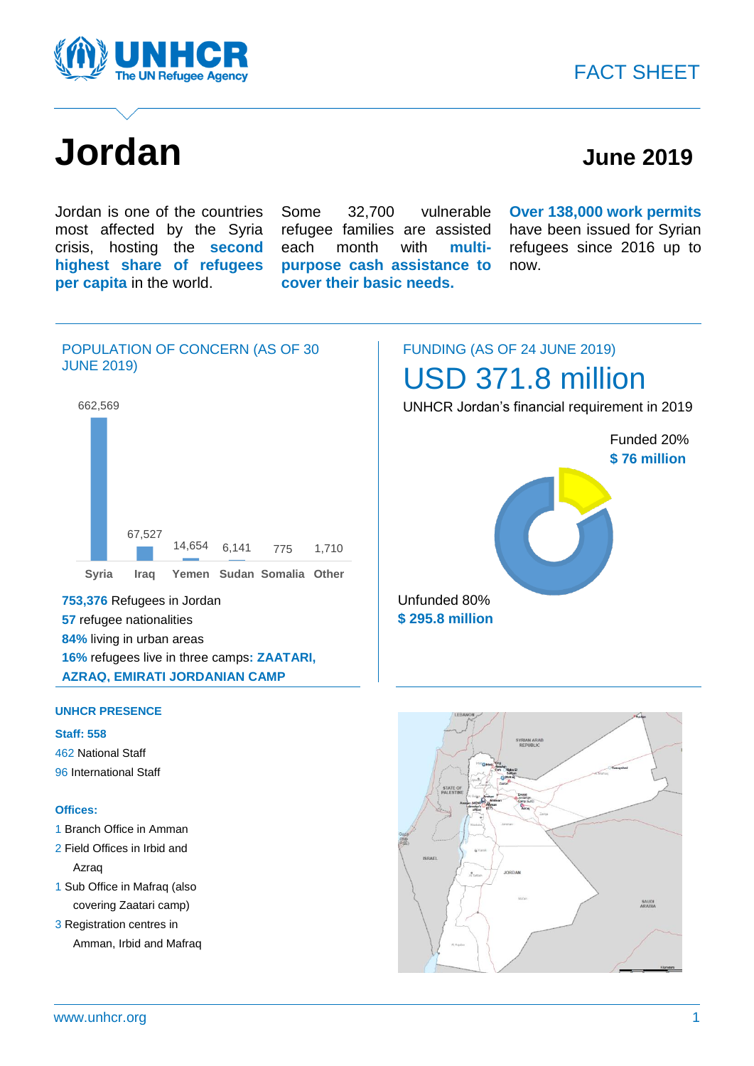FACT SHEET

# Jordan

## June 2019

Jordan is one of the countries most affected by the Syria crisis, hosting the **second highest share of refugees per capita** in the world.

Some 32,700 vulnerable refugee families are assisted each month with **multi-purpose cash assistance to cover their basic needs.**

**Over 138,000 work permits** have been issued for Syrian refugees since 2016 up to now.

### POPULATION OF CONCERN (AS OF 30 JUNE 2019)

662,569
67,527
14,654
6,141
775
1,710

Syria
Iraq
Yemen
Sudan
Somalia
Other

**753,376** Refugees in Jordan
**57** refugee nationalities
**84%** living in urban areas
**16%** refugees live in three camps: **ZAATARI, AZRAQ, EMIRATI JORDANIAN CAMP**

### FUNDING (AS OF 24 JUNE 2019)

## USD 371.8 million

UNHCR Jordan's financial requirement in 2019

Funded 20%
**$ 76 million**

Unfunded 80%
**$ 295.8 million**

### UNHCR PRESENCE

**Staff: 558**

462 National Staff
96 International Staff

**Offices:**

1 Branch Office in Amman
2 Field Offices in Irbid and Azraq
1 Sub Office in Mafraq (also covering Zaatari camp)
3 Registration centres in Amman, Irbid and Mafraq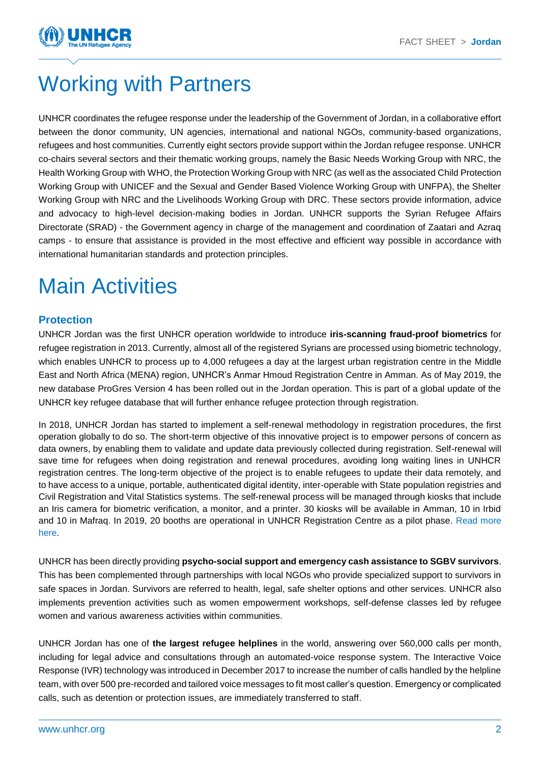# Working with Partners

UNHCR coordinates the refugee response under the leadership of the Government of Jordan, in a collaborative effort between the donor community, UN agencies, international and national NGOs, community-based organizations, refugees and host communities. Currently eight sectors provide support within the Jordan refugee response. UNHCR co-chairs several sectors and their thematic working groups, namely the Basic Needs Working Group with NRC, the Health Working Group with WHO, the Protection Working Group with NRC (as well as the associated Child Protection Working Group with UNICEF and the Sexual and Gender Based Violence Working Group with UNFPA), the Shelter Working Group with NRC and the Livelihoods Working Group with DRC. These sectors provide information, advice and advocacy to high-level decision-making bodies in Jordan. UNHCR supports the Syrian Refugee Affairs Directorate (SRAD) - the Government agency in charge of the management and coordination of Zaatari and Azraq camps - to ensure that assistance is provided in the most effective and efficient way possible in accordance with international humanitarian standards and protection principles.

# Main Activities

## Protection

UNHCR Jordan was the first UNHCR operation worldwide to introduce **iris-scanning fraud-proof biometrics** for refugee registration in 2013. Currently, almost all of the registered Syrians are processed using biometric technology, which enables UNHCR to process up to 4,000 refugees a day at the largest urban registration centre in the Middle East and North Africa (MENA) region, UNHCR's Anmar Hmoud Registration Centre in Amman. As of May 2019, the new database ProGres Version 4 has been rolled out in the Jordan operation. This is part of a global update of the UNHCR key refugee database that will further enhance refugee protection through registration.

In 2018, UNHCR Jordan has started to implement a self-renewal methodology in registration procedures, the first operation globally to do so. The short-term objective of this innovative project is to empower persons of concern as data owners, by enabling them to validate and update data previously collected during registration. Self-renewal will save time for refugees when doing registration and renewal procedures, avoiding long waiting lines in UNHCR registration centres. The long-term objective of the project is to enable refugees to update their data remotely, and to have access to a unique, portable, authenticated digital identity, inter-operable with State population registries and Civil Registration and Vital Statistics systems. The self-renewal process will be managed through kiosks that include an Iris camera for biometric verification, a monitor, and a printer. 30 kiosks will be available in Amman, 10 in Irbid and 10 in Mafraq. In 2019, 20 booths are operational in UNHCR Registration Centre as a pilot phase. Read more here.

UNHCR has been directly providing **psycho-social support and emergency cash assistance to SGBV survivors**. This has been complemented through partnerships with local NGOs who provide specialized support to survivors in safe spaces in Jordan. Survivors are referred to health, legal, safe shelter options and other services. UNHCR also implements prevention activities such as women empowerment workshops, self-defense classes led by refugee women and various awareness activities within communities.

UNHCR Jordan has one of **the largest refugee helplines** in the world, answering over 560,000 calls per month, including for legal advice and consultations through an automated-voice response system. The Interactive Voice Response (IVR) technology was introduced in December 2017 to increase the number of calls handled by the helpline team, with over 500 pre-recorded and tailored voice messages to fit most caller's question. Emergency or complicated calls, such as detention or protection issues, are immediately transferred to staff.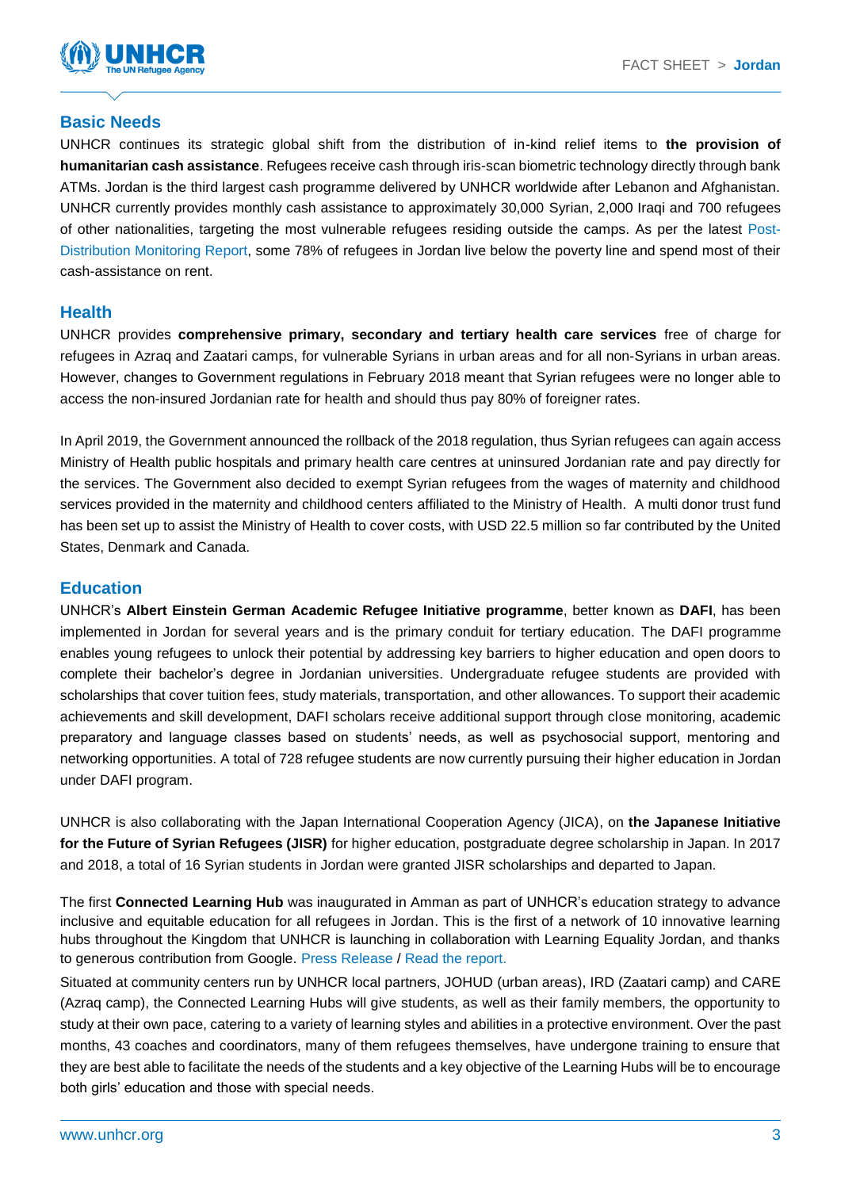## Basic Needs

UNHCR continues its strategic global shift from the distribution of in-kind relief items to **the provision of humanitarian cash assistance**. Refugees receive cash through iris-scan biometric technology directly through bank ATMs. Jordan is the third largest cash programme delivered by UNHCR worldwide after Lebanon and Afghanistan. UNHCR currently provides monthly cash assistance to approximately 30,000 Syrian, 2,000 Iraqi and 700 refugees of other nationalities, targeting the most vulnerable refugees residing outside the camps. As per the latest Post-Distribution Monitoring Report, some 78% of refugees in Jordan live below the poverty line and spend most of their cash-assistance on rent.

## Health

UNHCR provides **comprehensive primary, secondary and tertiary health care services** free of charge for refugees in Azraq and Zaatari camps, for vulnerable Syrians in urban areas and for all non-Syrians in urban areas. However, changes to Government regulations in February 2018 meant that Syrian refugees were no longer able to access the non-insured Jordanian rate for health and should thus pay 80% of foreigner rates.

In April 2019, the Government announced the rollback of the 2018 regulation, thus Syrian refugees can again access Ministry of Health public hospitals and primary health care centres at uninsured Jordanian rate and pay directly for the services. The Government also decided to exempt Syrian refugees from the wages of maternity and childhood services provided in the maternity and childhood centers affiliated to the Ministry of Health. A multi donor trust fund has been set up to assist the Ministry of Health to cover costs, with USD 22.5 million so far contributed by the United States, Denmark and Canada.

## Education

UNHCR's **Albert Einstein German Academic Refugee Initiative programme**, better known as **DAFI**, has been implemented in Jordan for several years and is the primary conduit for tertiary education. The DAFI programme enables young refugees to unlock their potential by addressing key barriers to higher education and open doors to complete their bachelor's degree in Jordanian universities. Undergraduate refugee students are provided with scholarships that cover tuition fees, study materials, transportation, and other allowances. To support their academic achievements and skill development, DAFI scholars receive additional support through close monitoring, academic preparatory and language classes based on students' needs, as well as psychosocial support, mentoring and networking opportunities. A total of 728 refugee students are now currently pursuing their higher education in Jordan under DAFI program.

UNHCR is also collaborating with the Japan International Cooperation Agency (JICA), on **the Japanese Initiative for the Future of Syrian Refugees (JISR)** for higher education, postgraduate degree scholarship in Japan. In 2017 and 2018, a total of 16 Syrian students in Jordan were granted JISR scholarships and departed to Japan.

The first **Connected Learning Hub** was inaugurated in Amman as part of UNHCR's education strategy to advance inclusive and equitable education for all refugees in Jordan. This is the first of a network of 10 innovative learning hubs throughout the Kingdom that UNHCR is launching in collaboration with Learning Equality Jordan, and thanks to generous contribution from Google. Press Release / Read the report.

Situated at community centers run by UNHCR local partners, JOHUD (urban areas), IRD (Zaatari camp) and CARE (Azraq camp), the Connected Learning Hubs will give students, as well as their family members, the opportunity to study at their own pace, catering to a variety of learning styles and abilities in a protective environment. Over the past months, 43 coaches and coordinators, many of them refugees themselves, have undergone training to ensure that they are best able to facilitate the needs of the students and a key objective of the Learning Hubs will be to encourage both girls' education and those with special needs.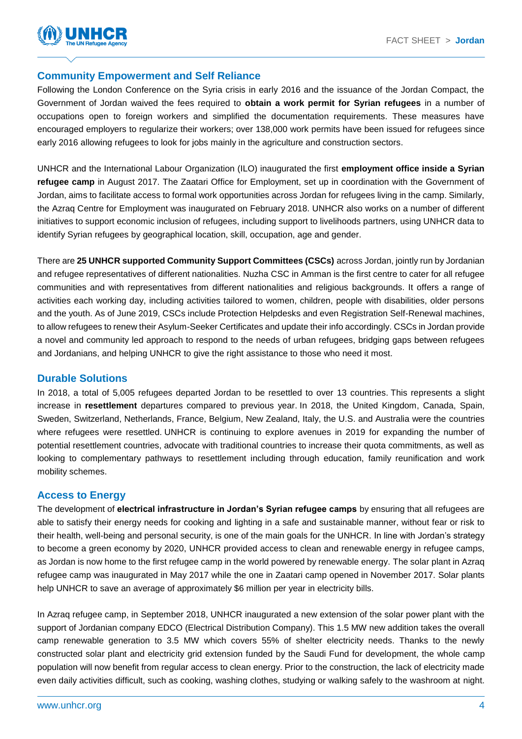## Community Empowerment and Self Reliance

Following the London Conference on the Syria crisis in early 2016 and the issuance of the Jordan Compact, the Government of Jordan waived the fees required to **obtain a work permit for Syrian refugees** in a number of occupations open to foreign workers and simplified the documentation requirements. These measures have encouraged employers to regularize their workers; over 138,000 work permits have been issued for refugees since early 2016 allowing refugees to look for jobs mainly in the agriculture and construction sectors.

UNHCR and the International Labour Organization (ILO) inaugurated the first **employment office inside a Syrian refugee camp** in August 2017. The Zaatari Office for Employment, set up in coordination with the Government of Jordan, aims to facilitate access to formal work opportunities across Jordan for refugees living in the camp. Similarly, the Azraq Centre for Employment was inaugurated on February 2018. UNHCR also works on a number of different initiatives to support economic inclusion of refugees, including support to livelihoods partners, using UNHCR data to identify Syrian refugees by geographical location, skill, occupation, age and gender.

There are **25 UNHCR supported Community Support Committees (CSCs)** across Jordan, jointly run by Jordanian and refugee representatives of different nationalities. Nuzha CSC in Amman is the first centre to cater for all refugee communities and with representatives from different nationalities and religious backgrounds. It offers a range of activities each working day, including activities tailored to women, children, people with disabilities, older persons and the youth. As of June 2019, CSCs include Protection Helpdesks and even Registration Self-Renewal machines, to allow refugees to renew their Asylum-Seeker Certificates and update their info accordingly. CSCs in Jordan provide a novel and community led approach to respond to the needs of urban refugees, bridging gaps between refugees and Jordanians, and helping UNHCR to give the right assistance to those who need it most.

## Durable Solutions

In 2018, a total of 5,005 refugees departed Jordan to be resettled to over 13 countries. This represents a slight increase in **resettlement** departures compared to previous year. In 2018, the United Kingdom, Canada, Spain, Sweden, Switzerland, Netherlands, France, Belgium, New Zealand, Italy, the U.S. and Australia were the countries where refugees were resettled. UNHCR is continuing to explore avenues in 2019 for expanding the number of potential resettlement countries, advocate with traditional countries to increase their quota commitments, as well as looking to complementary pathways to resettlement including through education, family reunification and work mobility schemes.

## Access to Energy

The development of **electrical infrastructure in Jordan's Syrian refugee camps** by ensuring that all refugees are able to satisfy their energy needs for cooking and lighting in a safe and sustainable manner, without fear or risk to their health, well-being and personal security, is one of the main goals for the UNHCR. In line with Jordan's strategy to become a green economy by 2020, UNHCR provided access to clean and renewable energy in refugee camps, as Jordan is now home to the first refugee camp in the world powered by renewable energy. The solar plant in Azraq refugee camp was inaugurated in May 2017 while the one in Zaatari camp opened in November 2017. Solar plants help UNHCR to save an average of approximately $6 million per year in electricity bills.

In Azraq refugee camp, in September 2018, UNHCR inaugurated a new extension of the solar power plant with the support of Jordanian company EDCO (Electrical Distribution Company). This 1.5 MW new addition takes the overall camp renewable generation to 3.5 MW which covers 55% of shelter electricity needs. Thanks to the newly constructed solar plant and electricity grid extension funded by the Saudi Fund for development, the whole camp population will now benefit from regular access to clean energy. Prior to the construction, the lack of electricity made even daily activities difficult, such as cooking, washing clothes, studying or walking safely to the washroom at night.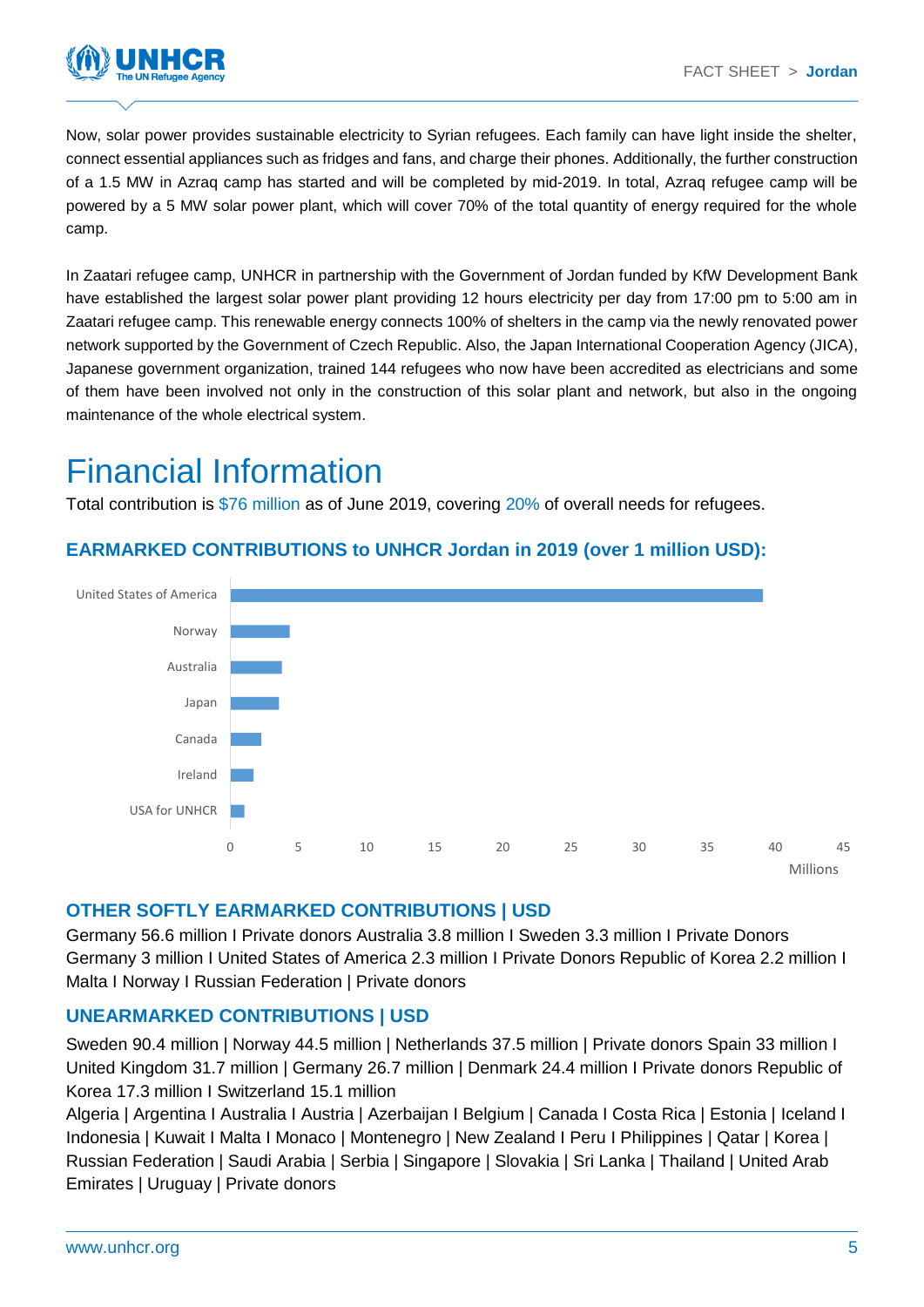Now, solar power provides sustainable electricity to Syrian refugees. Each family can have light inside the shelter, connect essential appliances such as fridges and fans, and charge their phones. Additionally, the further construction of a 1.5 MW in Azraq camp has started and will be completed by mid-2019. In total, Azraq refugee camp will be powered by a 5 MW solar power plant, which will cover 70% of the total quantity of energy required for the whole camp.

In Zaatari refugee camp, UNHCR in partnership with the Government of Jordan funded by KfW Development Bank have established the largest solar power plant providing 12 hours electricity per day from 17:00 pm to 5:00 am in Zaatari refugee camp. This renewable energy connects 100% of shelters in the camp via the newly renovated power network supported by the Government of Czech Republic. Also, the Japan International Cooperation Agency (JICA), Japanese government organization, trained 144 refugees who now have been accredited as electricians and some of them have been involved not only in the construction of this solar plant and network, but also in the ongoing maintenance of the whole electrical system.

# Financial Information

Total contribution is $76 million as of June 2019, covering 20% of overall needs for refugees.

### EARMARKED CONTRIBUTIONS to UNHCR Jordan in 2019 (over 1 million USD):

United States of America
Norway
Australia
Japan
Canada
Ireland
USA for UNHCR

0 5 10 15 20 25 30 35 40 45
Millions

### OTHER SOFTLY EARMARKED CONTRIBUTIONS | USD

Germany 56.6 million I Private donors Australia 3.8 million I Sweden 3.3 million I Private Donors Germany 3 million I United States of America 2.3 million I Private Donors Republic of Korea 2.2 million I Malta I Norway I Russian Federation | Private donors

### UNEARMARKED CONTRIBUTIONS | USD

Sweden 90.4 million | Norway 44.5 million | Netherlands 37.5 million | Private donors Spain 33 million I United Kingdom 31.7 million | Germany 26.7 million | Denmark 24.4 million I Private donors Republic of Korea 17.3 million I Switzerland 15.1 million

Algeria | Argentina I Australia I Austria | Azerbaijan I Belgium | Canada I Costa Rica | Estonia | Iceland I Indonesia | Kuwait I Malta I Monaco | Montenegro | New Zealand I Peru I Philippines | Qatar | Korea | Russian Federation | Saudi Arabia | Serbia | Singapore | Slovakia | Sri Lanka | Thailand | United Arab Emirates | Uruguay | Private donors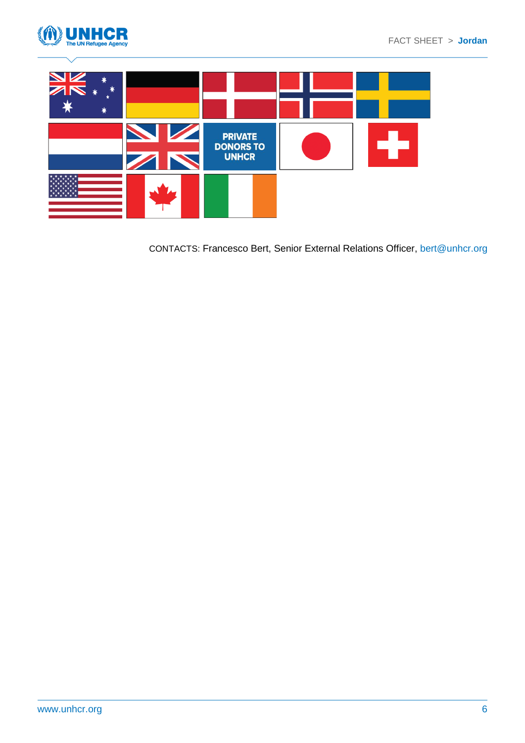PRIVATE DONORS TO UNHCR

CONTACTS: Francesco Bert, Senior External Relations Officer, bert@unhcr.org